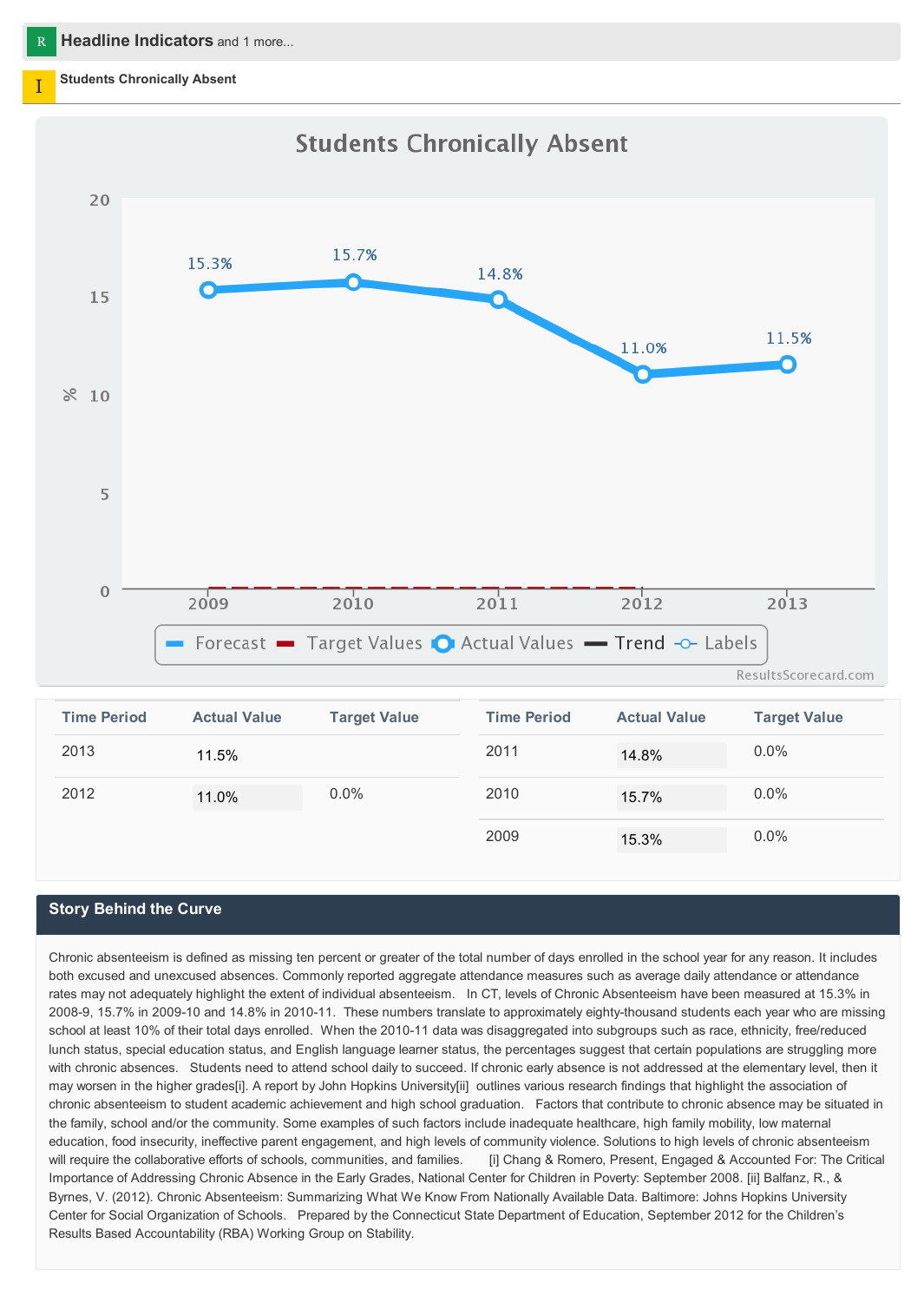R **Headline Indicators** and 1 more...

I **Students Chronically Absent**

| Time Period | Actual Value | Target Value |
|---|---|---|
| 2013 | 11.5% | |
| 2012 | 11.0% | 0.0% |
| 2011 | 14.8% | 0.0% |
| 2010 | 15.7% | 0.0% |
| 2009 | 15.3% | 0.0% |

## Story Behind the Curve

Chronic absenteeism is defined as missing ten percent or greater of the total number of days enrolled in the school year for any reason. It includes both excused and unexcused absences. Commonly reported aggregate attendance measures such as average daily attendance or attendance rates may not adequately highlight the extent of individual absenteeism. In CT, levels of Chronic Absenteeism have been measured at 15.3% in 2008-9, 15.7% in 2009-10 and 14.8% in 2010-11. These numbers translate to approximately eighty-thousand students each year who are missing school at least 10% of their total days enrolled. When the 2010-11 data was disaggregated into subgroups such as race, ethnicity, free/reduced lunch status, special education status, and English language learner status, the percentages suggest that certain populations are struggling more with chronic absences. Students need to attend school daily to succeed. If chronic early absence is not addressed at the elementary level, then it may worsen in the higher grades[i]. A report by John Hopkins University[ii] outlines various research findings that highlight the association of chronic absenteeism to student academic achievement and high school graduation. Factors that contribute to chronic absence may be situated in the family, school and/or the community. Some examples of such factors include inadequate healthcare, high family mobility, low maternal education, food insecurity, ineffective parent engagement, and high levels of community violence. Solutions to high levels of chronic absenteeism will require the collaborative efforts of schools, communities, and families. [i] Chang & Romero, Present, Engaged & Accounted For: The Critical Importance of Addressing Chronic Absence in the Early Grades, National Center for Children in Poverty: September 2008. [ii] Balfanz, R., & Byrnes, V. (2012). Chronic Absenteeism: Summarizing What We Know From Nationally Available Data. Baltimore: Johns Hopkins University Center for Social Organization of Schools. Prepared by the Connecticut State Department of Education, September 2012 for the Children's Results Based Accountability (RBA) Working Group on Stability.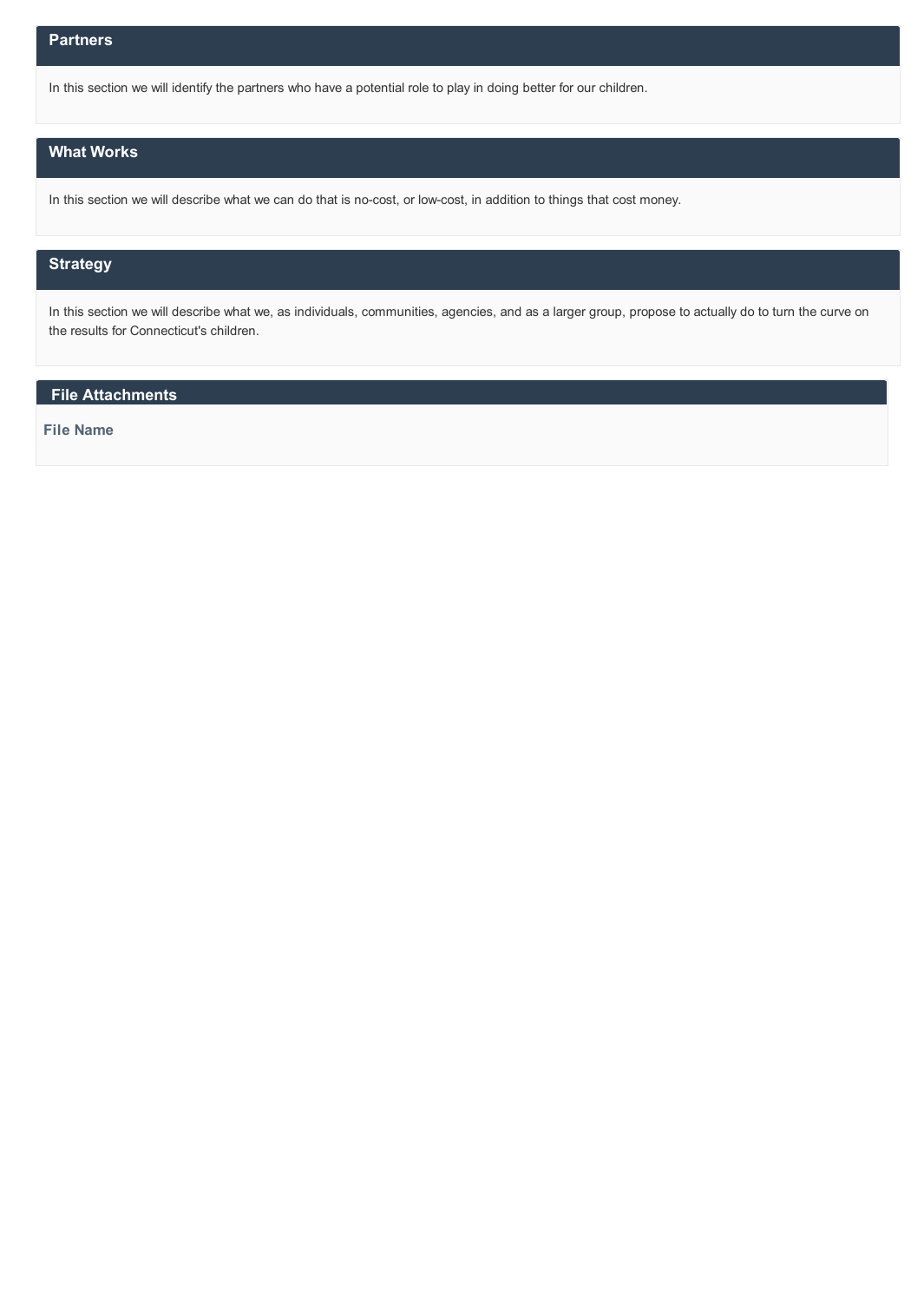## Partners

In this section we will identify the partners who have a potential role to play in doing better for our children.

## What Works

In this section we will describe what we can do that is no-cost, or low-cost, in addition to things that cost money.

## Strategy

In this section we will describe what we, as individuals, communities, agencies, and as a larger group, propose to actually do to turn the curve on the results for Connecticut's children.

## File Attachments

**File Name**